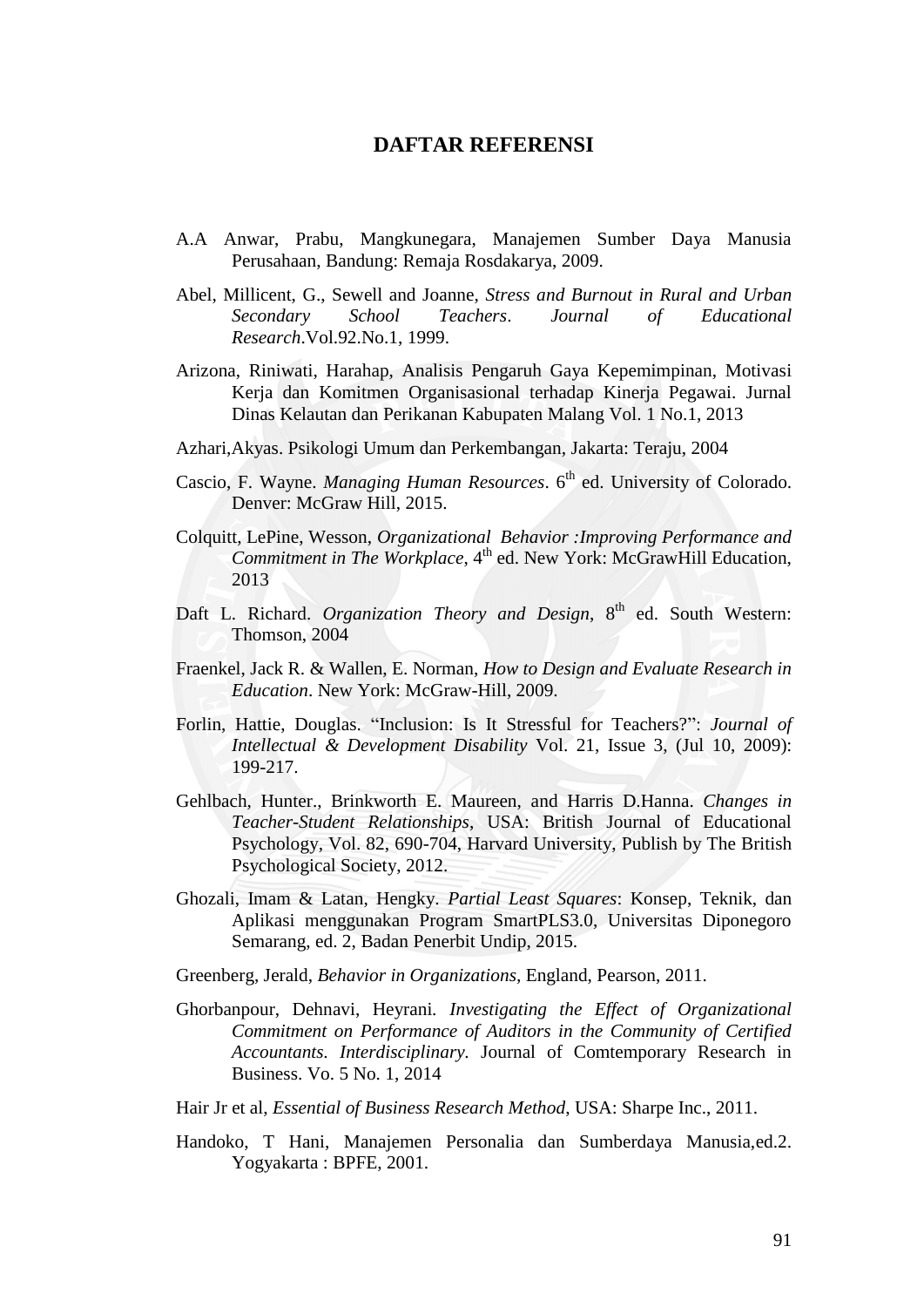# DAFTAR REFERENSI

A.A Anwar, Prabu, Mangkunegara, Manajemen Sumber Daya Manusia Perusahaan, Bandung: Remaja Rosdakarya, 2009.

Abel, Millicent, G., Sewell and Joanne, *Stress and Burnout in Rural and Urban Secondary School Teachers*. *Journal of Educational Research*.Vol.92.No.1, 1999.

Arizona, Riniwati, Harahap, Analisis Pengaruh Gaya Kepemimpinan, Motivasi Kerja dan Komitmen Organisasional terhadap Kinerja Pegawai. Jurnal Dinas Kelautan dan Perikanan Kabupaten Malang Vol. 1 No.1, 2013

Azhari,Akyas. Psikologi Umum dan Perkembangan, Jakarta: Teraju, 2004

Cascio, F. Wayne. *Managing Human Resources*. 6th ed. University of Colorado. Denver: McGraw Hill, 2015.

Colquitt, LePine, Wesson, *Organizational Behavior :Improving Performance and Commitment in The Workplace*, 4th ed. New York: McGrawHill Education, 2013

Daft L. Richard. *Organization Theory and Design*, 8th ed. South Western: Thomson, 2004

Fraenkel, Jack R. & Wallen, E. Norman, *How to Design and Evaluate Research in Education*. New York: McGraw-Hill, 2009.

Forlin, Hattie, Douglas. "Inclusion: Is It Stressful for Teachers?": *Journal of Intellectual & Development Disability* Vol. 21, Issue 3, (Jul 10, 2009): 199-217.

Gehlbach, Hunter., Brinkworth E. Maureen, and Harris D.Hanna. *Changes in Teacher-Student Relationships*, USA: British Journal of Educational Psychology, Vol. 82, 690-704, Harvard University, Publish by The British Psychological Society, 2012.

Ghozali, Imam & Latan, Hengky. *Partial Least Squares*: Konsep, Teknik, dan Aplikasi menggunakan Program SmartPLS3.0, Universitas Diponegoro Semarang, ed. 2, Badan Penerbit Undip, 2015.

Greenberg, Jerald, *Behavior in Organizations,* England, Pearson, 2011.

Ghorbanpour, Dehnavi, Heyrani. *Investigating the Effect of Organizational Commitment on Performance of Auditors in the Community of Certified Accountants. Interdisciplinary.* Journal of Comtemporary Research in Business. Vo. 5 No. 1, 2014

Hair Jr et al, *Essential of Business Research Method*, USA: Sharpe Inc., 2011.

Handoko, T Hani, Manajemen Personalia dan Sumberdaya Manusia,ed.2. Yogyakarta : BPFE, 2001.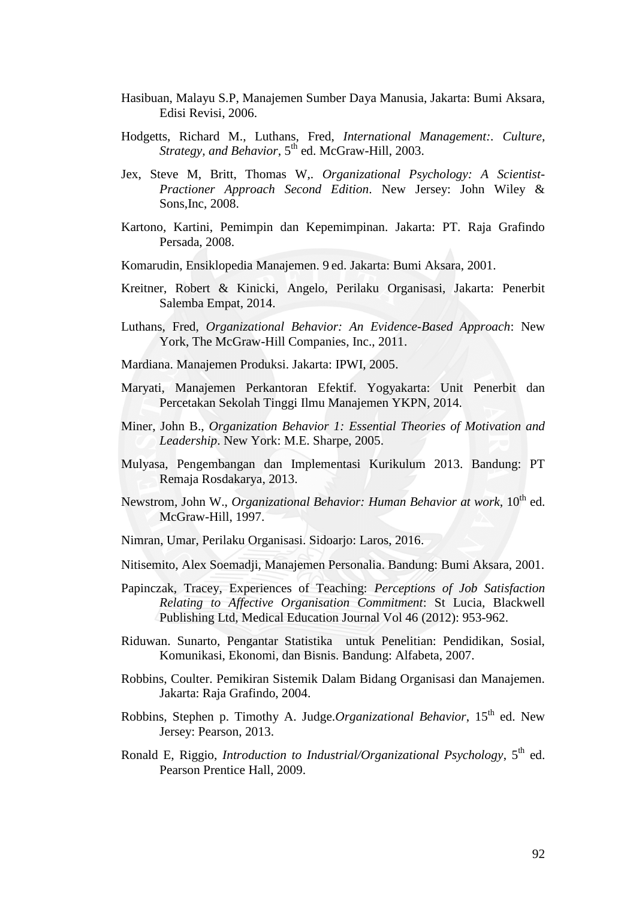Hasibuan, Malayu S.P, Manajemen Sumber Daya Manusia, Jakarta: Bumi Aksara, Edisi Revisi, 2006.

Hodgetts, Richard M., Luthans, Fred, *International Management:. Culture, Strategy, and Behavior*, 5th ed. McGraw-Hill, 2003.

Jex, Steve M, Britt, Thomas W,. *Organizational Psychology: A Scientist-Practioner Approach Second Edition*. New Jersey: John Wiley & Sons,Inc, 2008.

Kartono, Kartini, Pemimpin dan Kepemimpinan. Jakarta: PT. Raja Grafindo Persada, 2008.

Komarudin, Ensiklopedia Manajemen. 9 ed. Jakarta: Bumi Aksara, 2001.

Kreitner, Robert & Kinicki, Angelo, Perilaku Organisasi, Jakarta: Penerbit Salemba Empat, 2014.

Luthans, Fred, *Organizational Behavior: An Evidence-Based Approach*: New York, The McGraw-Hill Companies, Inc., 2011.

Mardiana. Manajemen Produksi. Jakarta: IPWI, 2005.

Maryati, Manajemen Perkantoran Efektif. Yogyakarta: Unit Penerbit dan Percetakan Sekolah Tinggi Ilmu Manajemen YKPN, 2014.

Miner, John B., *Organization Behavior 1: Essential Theories of Motivation and Leadership*. New York: M.E. Sharpe, 2005.

Mulyasa, Pengembangan dan Implementasi Kurikulum 2013. Bandung: PT Remaja Rosdakarya, 2013.

Newstrom, John W., *Organizational Behavior: Human Behavior at work*, 10th ed. McGraw-Hill, 1997.

Nimran, Umar, Perilaku Organisasi. Sidoarjo: Laros, 2016.

Nitisemito, Alex Soemadji, Manajemen Personalia. Bandung: Bumi Aksara, 2001.

Papinczak, Tracey, Experiences of Teaching: *Perceptions of Job Satisfaction Relating to Affective Organisation Commitment*: St Lucia, Blackwell Publishing Ltd, Medical Education Journal Vol 46 (2012): 953-962.

Riduwan. Sunarto, Pengantar Statistika untuk Penelitian: Pendidikan, Sosial, Komunikasi, Ekonomi, dan Bisnis. Bandung: Alfabeta, 2007.

Robbins, Coulter. Pemikiran Sistemik Dalam Bidang Organisasi dan Manajemen. Jakarta: Raja Grafindo, 2004.

Robbins, Stephen p. Timothy A. Judge.*Organizational Behavior*, 15th ed. New Jersey: Pearson, 2013.

Ronald E, Riggio, *Introduction to Industrial/Organizational Psychology*, 5th ed. Pearson Prentice Hall, 2009.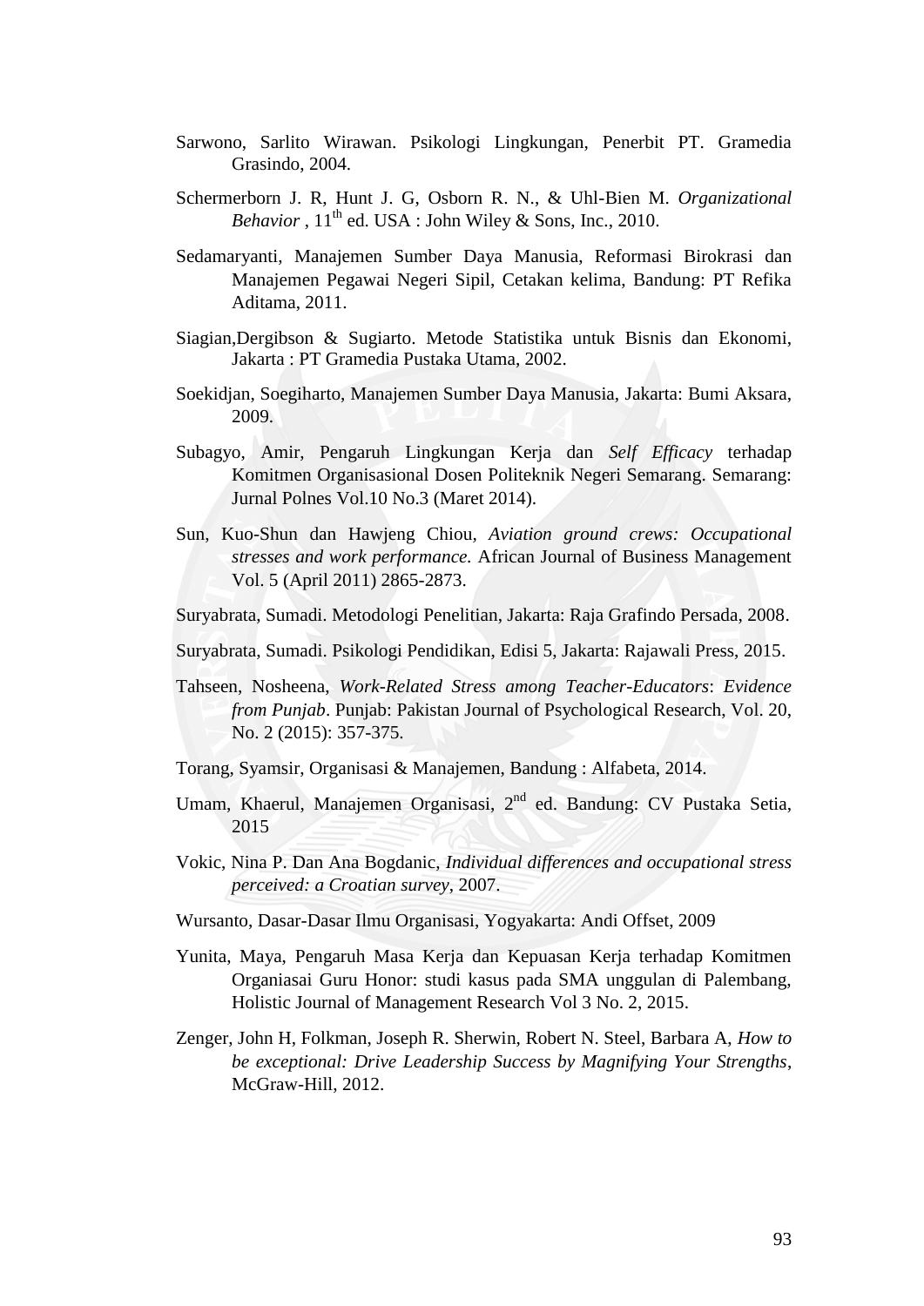Sarwono, Sarlito Wirawan. Psikologi Lingkungan, Penerbit PT. Gramedia Grasindo, 2004.

Schermerborn J. R, Hunt J. G, Osborn R. N., & Uhl-Bien M. *Organizational Behavior* , 11th ed. USA : John Wiley & Sons, Inc., 2010.

Sedamaryanti, Manajemen Sumber Daya Manusia, Reformasi Birokrasi dan Manajemen Pegawai Negeri Sipil, Cetakan kelima, Bandung: PT Refika Aditama, 2011.

Siagian,Dergibson & Sugiarto. Metode Statistika untuk Bisnis dan Ekonomi, Jakarta : PT Gramedia Pustaka Utama, 2002.

Soekidjan, Soegiharto, Manajemen Sumber Daya Manusia, Jakarta: Bumi Aksara, 2009.

Subagyo, Amir, Pengaruh Lingkungan Kerja dan *Self Efficacy* terhadap Komitmen Organisasional Dosen Politeknik Negeri Semarang. Semarang: Jurnal Polnes Vol.10 No.3 (Maret 2014).

Sun, Kuo-Shun dan Hawjeng Chiou, *Aviation ground crews: Occupational stresses and work performance.* African Journal of Business Management Vol. 5 (April 2011) 2865-2873.

Suryabrata, Sumadi. Metodologi Penelitian, Jakarta: Raja Grafindo Persada, 2008.

Suryabrata, Sumadi. Psikologi Pendidikan, Edisi 5, Jakarta: Rajawali Press, 2015.

Tahseen, Nosheena, *Work-Related Stress among Teacher-Educators*: *Evidence from Punjab*. Punjab: Pakistan Journal of Psychological Research, Vol. 20, No. 2 (2015): 357-375.

Torang, Syamsir, Organisasi & Manajemen, Bandung : Alfabeta, 2014.

Umam, Khaerul, Manajemen Organisasi, 2nd ed. Bandung: CV Pustaka Setia, 2015

Vokic, Nina P. Dan Ana Bogdanic, *Individual differences and occupational stress perceived: a Croatian survey*, 2007.

Wursanto, Dasar-Dasar Ilmu Organisasi, Yogyakarta: Andi Offset, 2009

Yunita, Maya, Pengaruh Masa Kerja dan Kepuasan Kerja terhadap Komitmen Organiasai Guru Honor: studi kasus pada SMA unggulan di Palembang, Holistic Journal of Management Research Vol 3 No. 2, 2015.

Zenger, John H, Folkman, Joseph R. Sherwin, Robert N. Steel, Barbara A, *How to be exceptional: Drive Leadership Success by Magnifying Your Strengths*, McGraw-Hill, 2012.